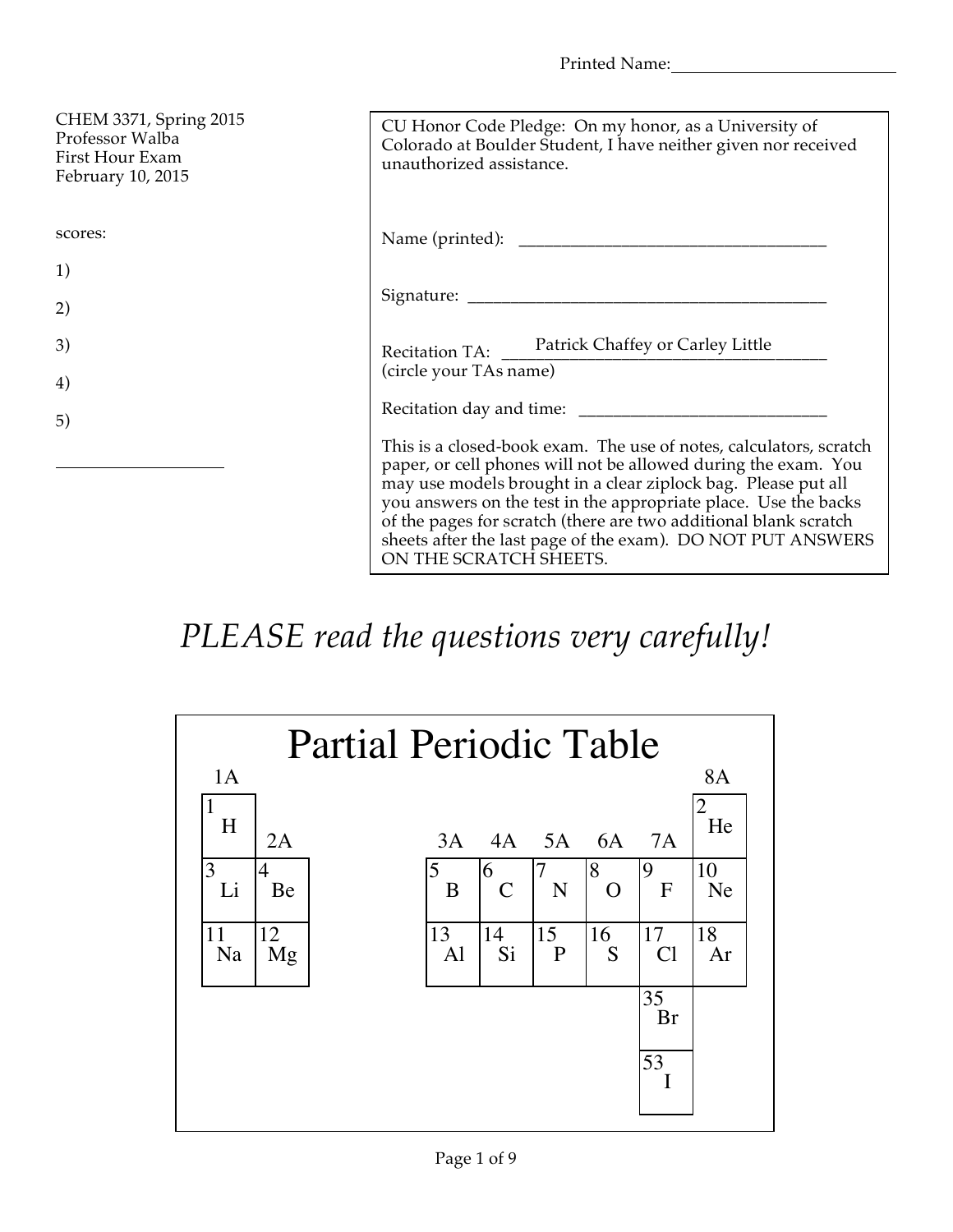Printed Name: ___________________________

CHEM 3371, Spring 2015
Professor Walba
First Hour Exam
February 10, 2015

scores:

1)

2)

3)

4)

5)

____________________

CU Honor Code Pledge: On my honor, as a University of Colorado at Boulder Student, I have neither given nor received unauthorized assistance.

Name (printed): ___________________________________

Signature: ___________________________________________

Recitation TA: Patrick Chaffey or Carley Little
(circle your TAs name)

Recitation day and time: ______________________________

This is a closed-book exam. The use of notes, calculators, scratch paper, or cell phones will not be allowed during the exam. You may use models brought in a clear ziplock bag. Please put all you answers on the test in the appropriate place. Use the backs of the pages for scratch (there are two additional blank scratch sheets after the last page of the exam). DO NOT PUT ANSWERS ON THE SCRATCH SHEETS.

*PLEASE read the questions very carefully!*

# Partial Periodic Table

| 1A | 2A | 3A | 4A | 5A | 6A | 7A | 8A |
|---|---|---|---|---|---|---|---|
| 1 H | | | | | | | 2 He |
| 3 Li | 4 Be | 5 B | 6 C | 7 N | 8 O | 9 F | 10 Ne |
| 11 Na | 12 Mg | 13 Al | 14 Si | 15 P | 16 S | 17 Cl | 18 Ar |
| | | | | | | 35 Br | |
| | | | | | | 53 I | |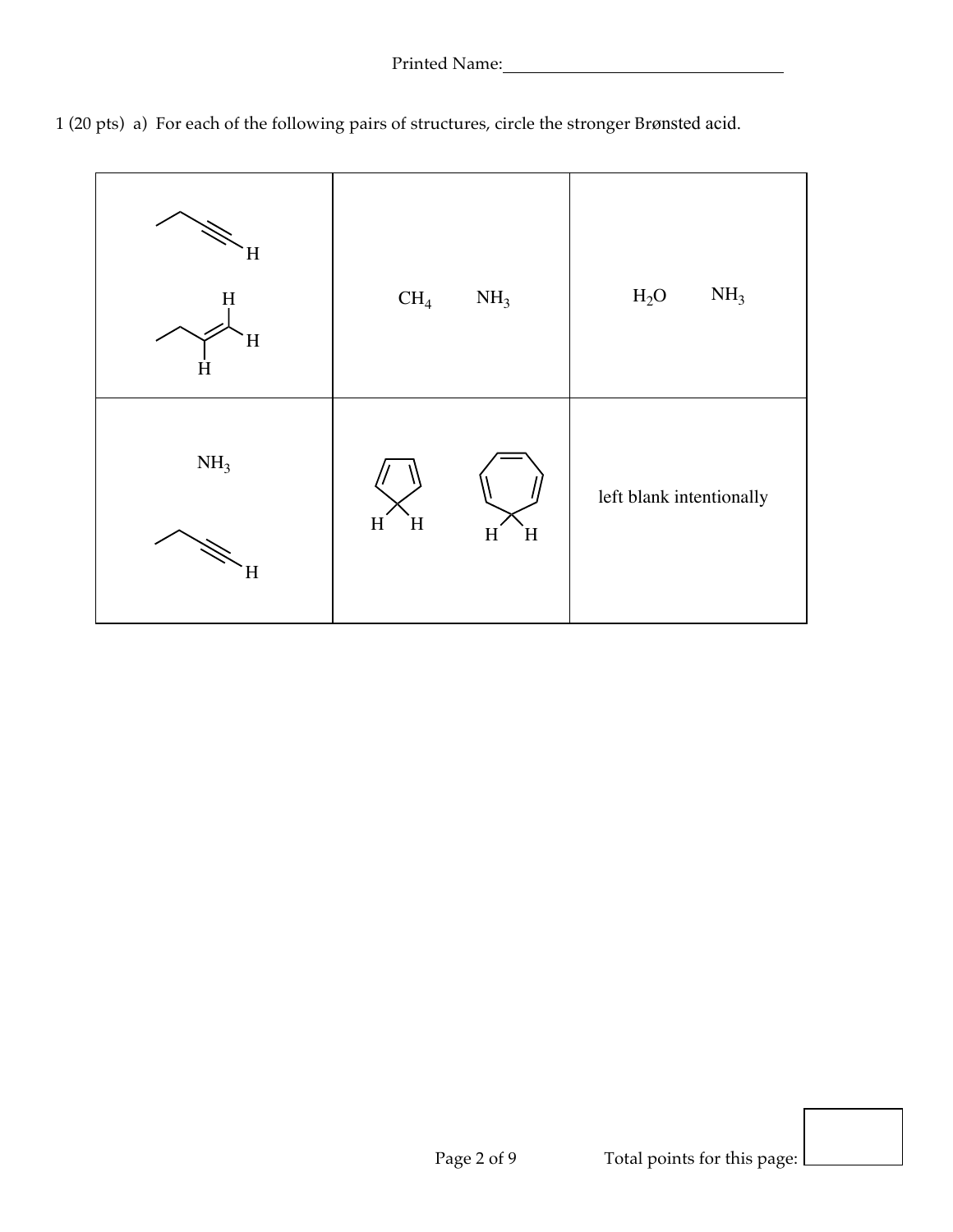Printed Name:_______________________________

1 (20 pts) a) For each of the following pairs of structures, circle the stronger Brønsted acid.

| | | |
|---|---|---|
| 1-butyne (H on terminal alkyne carbon) / 1-butene (H's on alkene carbons) | $CH_4$   $NH_3$ | $H_2O$   $NH_3$ |
| $NH_3$ / 1-butyne (H on terminal alkyne carbon) | cyclopentadiene (H H on $sp^3$ carbon) / cycloheptatriene (H H on $sp^3$ carbon) | left blank intentionally |

Total points for this page: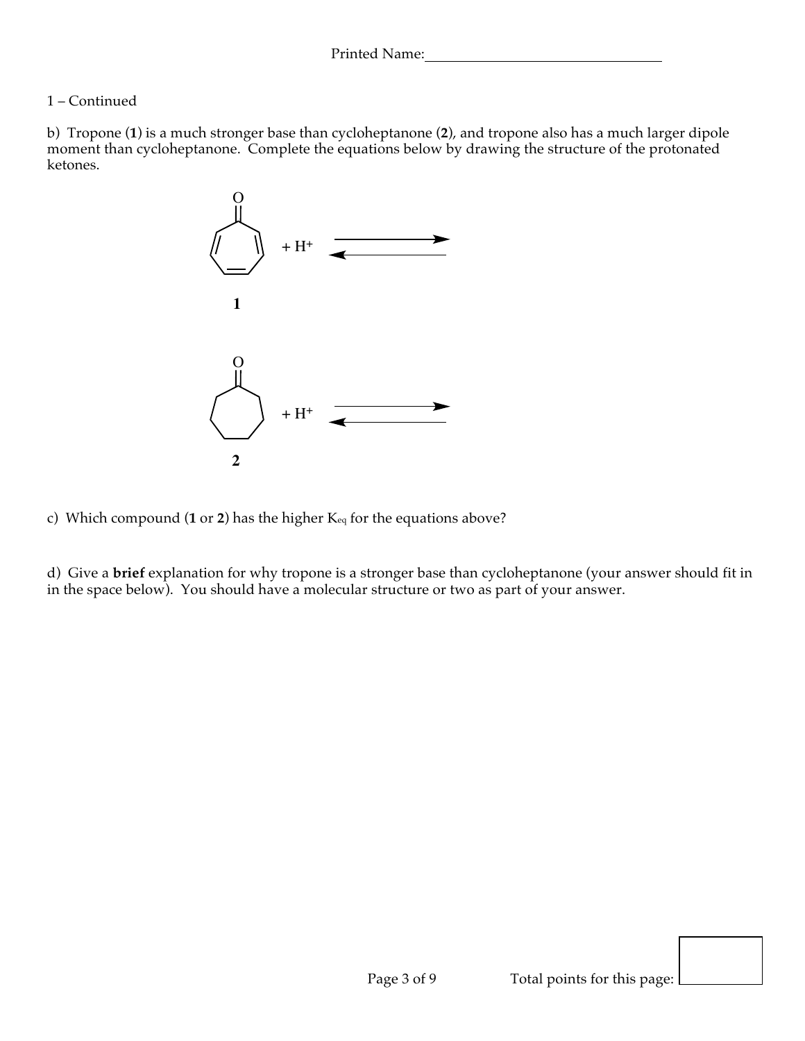Printed Name:

1 – Continued

b) Tropone (**1**) is a much stronger base than cycloheptanone (**2**), and tropone also has a much larger dipole moment than cycloheptanone. Complete the equations below by drawing the structure of the protonated ketones.

**1** $+ H^+ \rightleftharpoons$

**2** $+ H^+ \rightleftharpoons$

c) Which compound (**1** or **2**) has the higher $K_{eq}$ for the equations above?

d) Give a **brief** explanation for why tropone is a stronger base than cycloheptanone (your answer should fit in in the space below). You should have a molecular structure or two as part of your answer.

Total points for this page: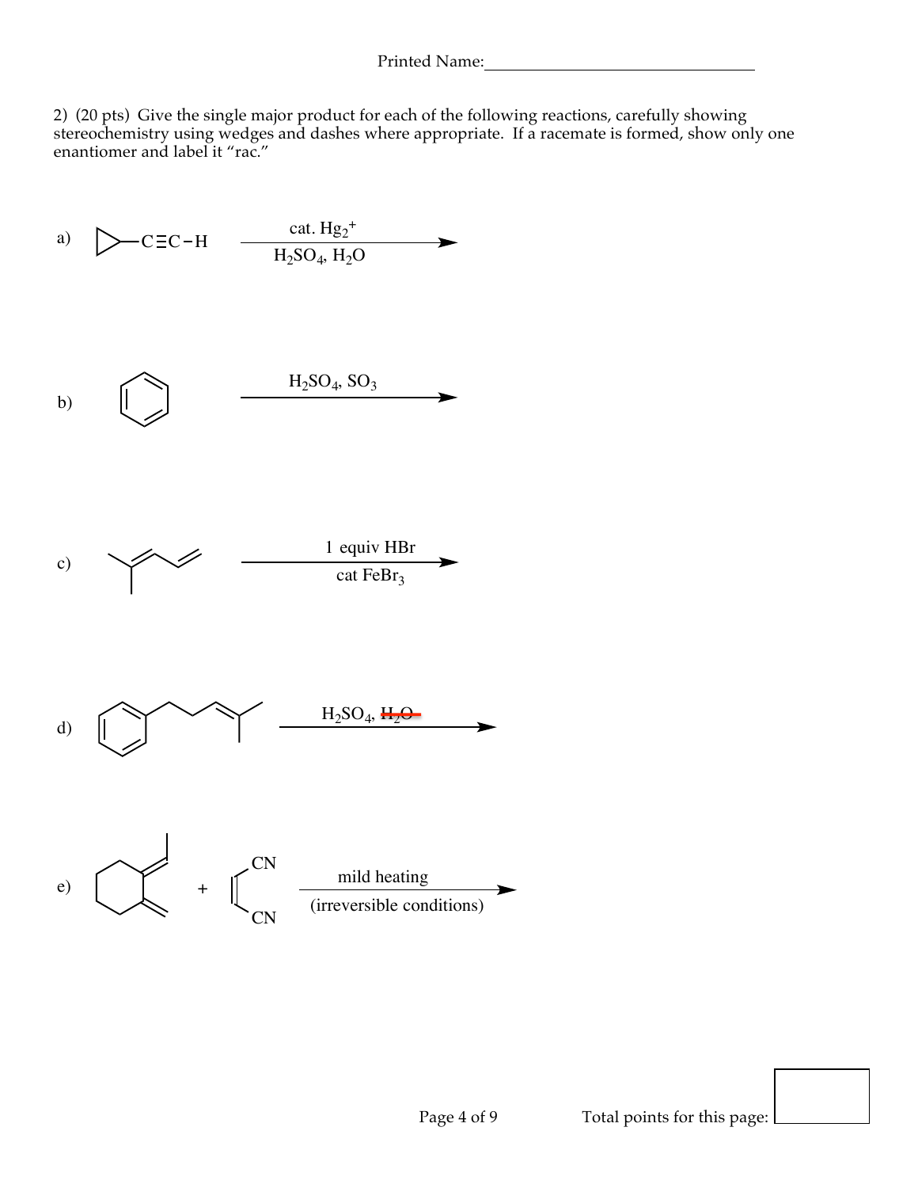Printed Name:

2) (20 pts) Give the single major product for each of the following reactions, carefully showing stereochemistry using wedges and dashes where appropriate. If a racemate is formed, show only one enantiomer and label it "rac."

a) ▷–C≡C–H $\xrightarrow[H_2SO_4,\ H_2O]{\text{cat. } Hg_2^+}$

b) $\xrightarrow{H_2SO_4,\ SO_3}$

c) $\xrightarrow[\text{cat } FeBr_3]{\text{1 equiv HBr}}$

d) $\xrightarrow{H_2SO_4,\ \text{~~}H_2O\text{~~}}$

e) + $\xrightarrow[\text{(irreversible conditions)}]{\text{mild heating}}$

Total points for this page: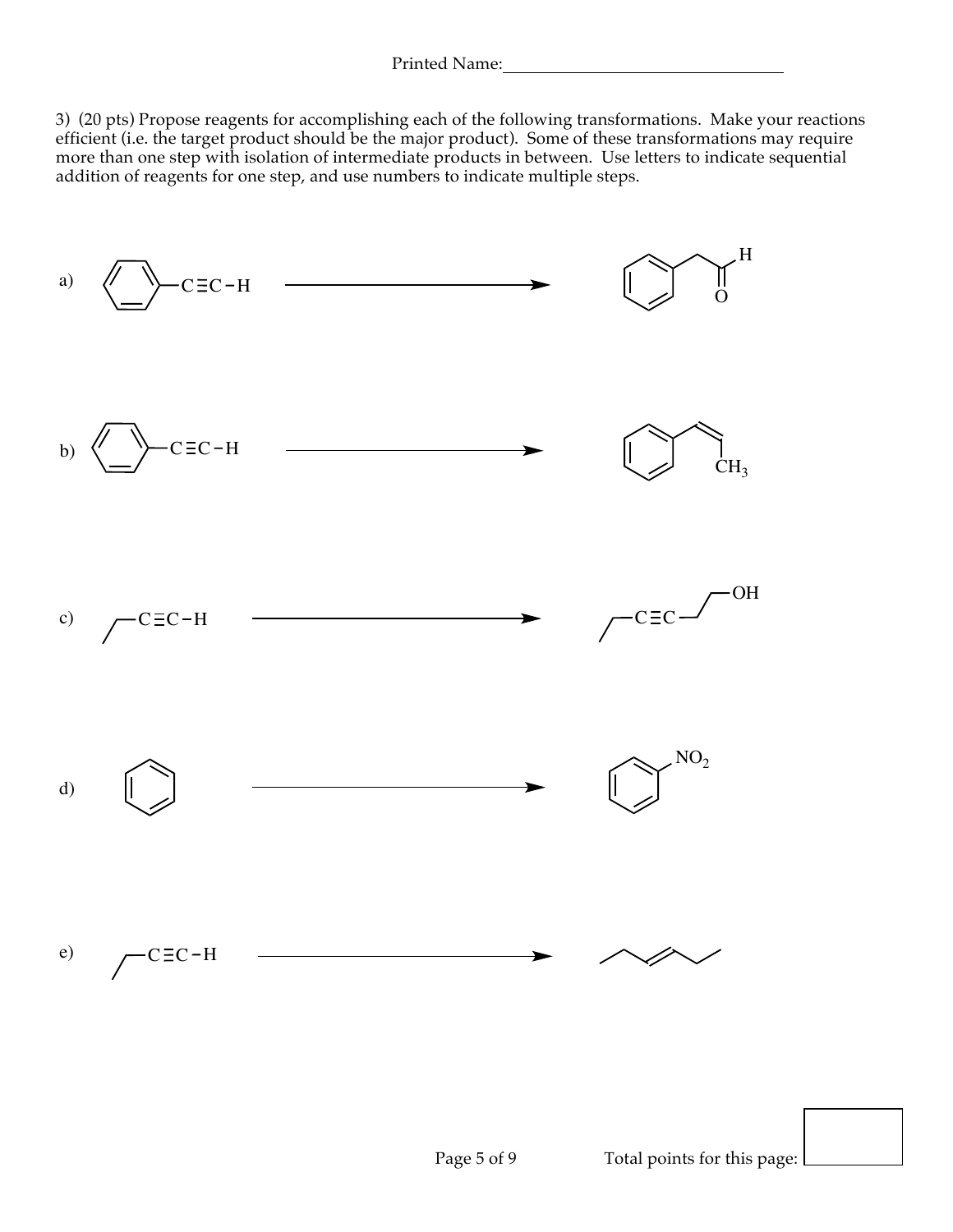Printed Name:\_\_\_\_\_\_\_\_\_\_\_\_\_\_\_\_\_\_\_\_\_\_\_\_\_\_\_\_\_\_\_\_

3) (20 pts) Propose reagents for accomplishing each of the following transformations. Make your reactions efficient (i.e. the target product should be the major product). Some of these transformations may require more than one step with isolation of intermediate products in between. Use letters to indicate sequential addition of reagents for one step, and use numbers to indicate multiple steps.

a) Ph–C≡C–H ⟶ Ph–$CH_2$–CHO

b) Ph–C≡C–H ⟶ Ph–CH=CH–$CH_3$

c) $CH_3CH_2$–C≡C–H ⟶ $CH_3CH_2$–C≡C–$CH_2CH_2$–OH

d) benzene ⟶ Ph–$NO_2$

e) $CH_3CH_2$–C≡C–H ⟶ $CH_3CH_2$–CH=CH–$CH_2CH_3$

Total points for this page: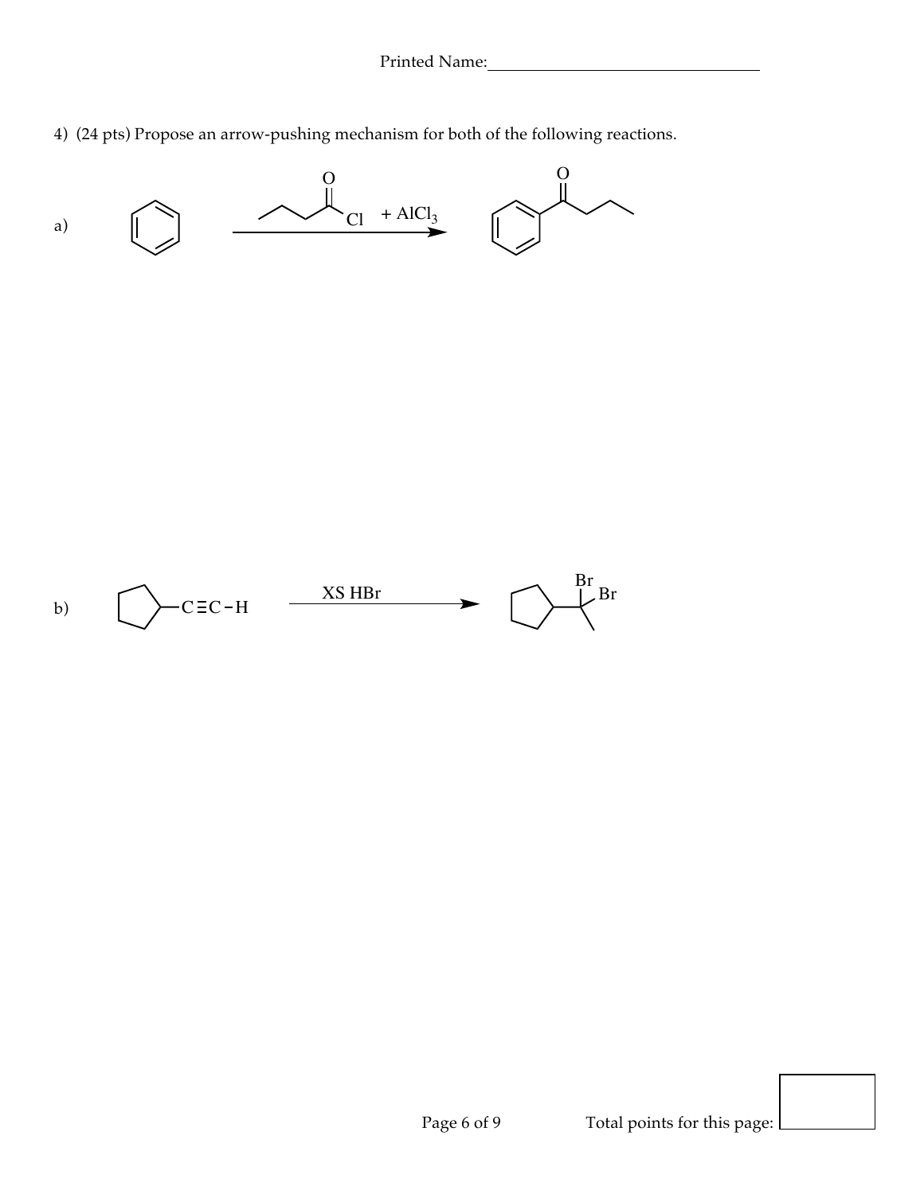Printed Name:

4) (24 pts) Propose an arrow-pushing mechanism for both of the following reactions.

a)

+ $AlCl_3$

b)

C≡C−H

XS HBr

Br Br

Total points for this page: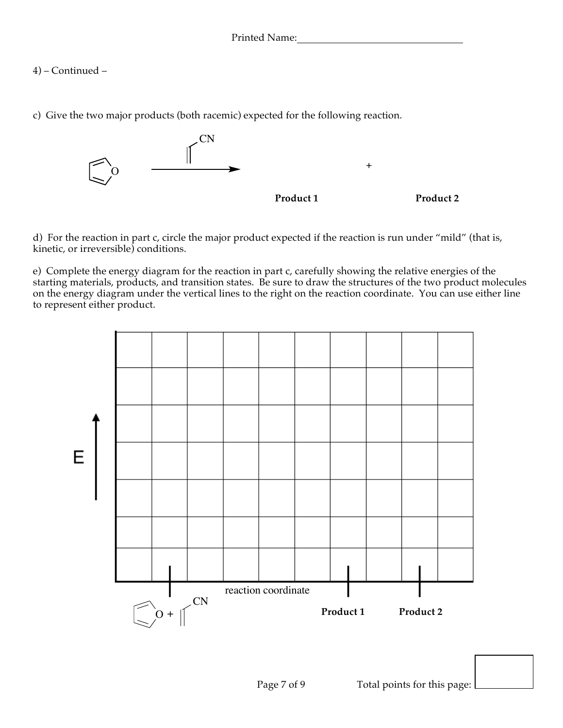4) – Continued –

c) Give the two major products (both racemic) expected for the following reaction.

**Product 1** + **Product 2**

d) For the reaction in part c, circle the major product expected if the reaction is run under "mild" (that is, kinetic, or irreversible) conditions.

e) Complete the energy diagram for the reaction in part c, carefully showing the relative energies of the starting materials, products, and transition states. Be sure to draw the structures of the two product molecules on the energy diagram under the vertical lines to the right on the reaction coordinate. You can use either line to represent either product.

E

reaction coordinate

**Product 1** **Product 2**

Total points for this page: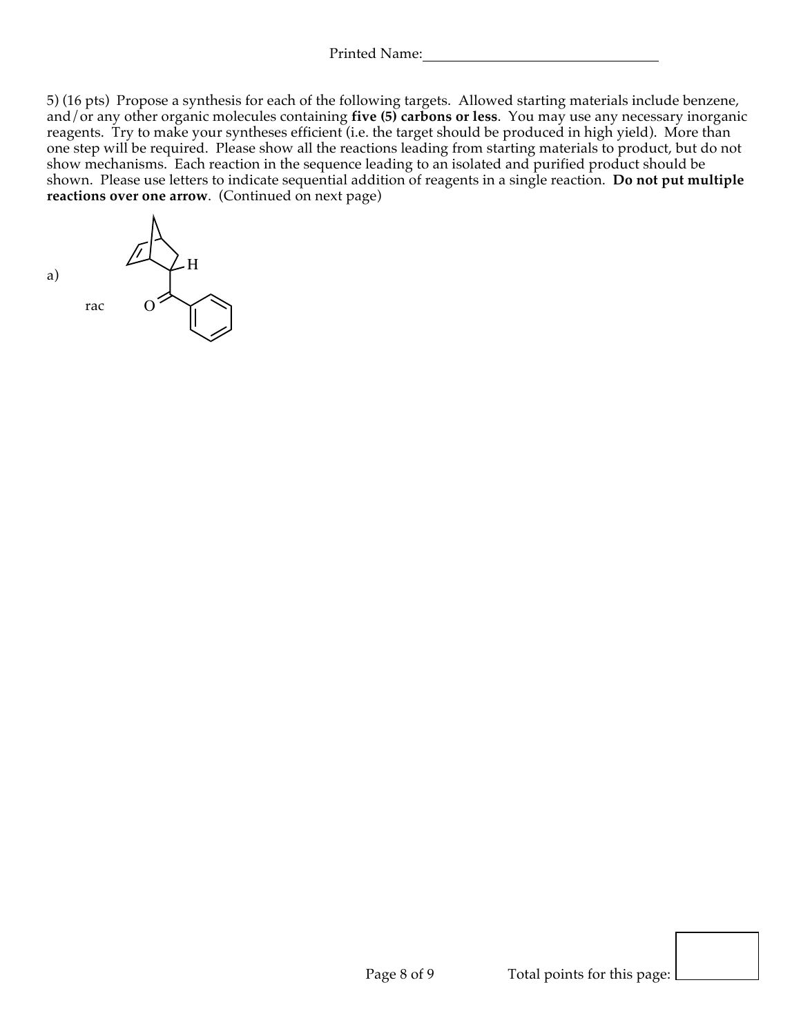Printed Name:

5) (16 pts) Propose a synthesis for each of the following targets. Allowed starting materials include benzene, and/or any other organic molecules containing **five (5) carbons or less**. You may use any necessary inorganic reagents. Try to make your syntheses efficient (i.e. the target should be produced in high yield). More than one step will be required. Please show all the reactions leading from starting materials to product, but do not show mechanisms. Each reaction in the sequence leading to an isolated and purified product should be shown. Please use letters to indicate sequential addition of reagents in a single reaction. **Do not put multiple reactions over one arrow**. (Continued on next page)

a) rac

Total points for this page: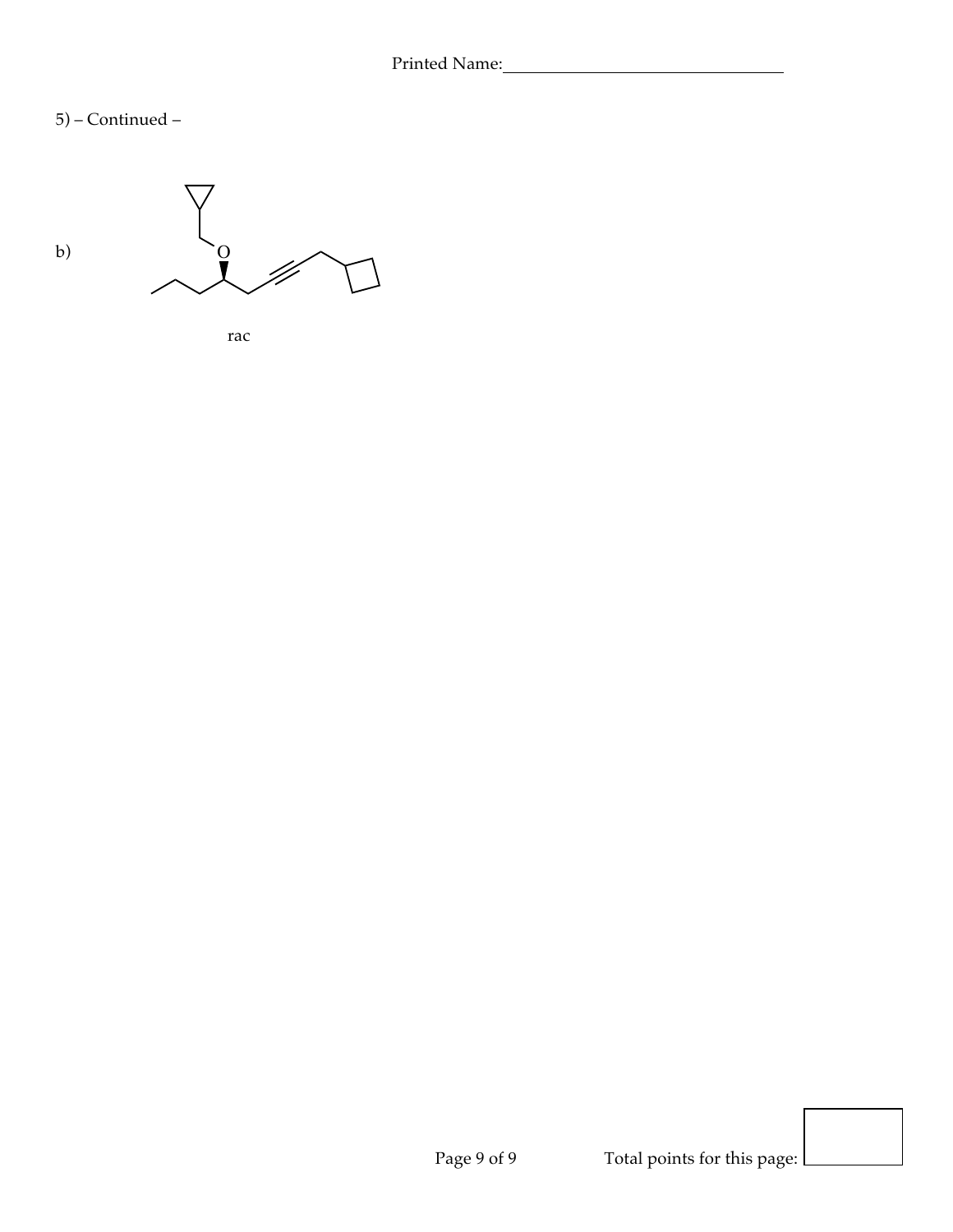Printed Name:

5) – Continued –

b)

O

rac

Total points for this page: